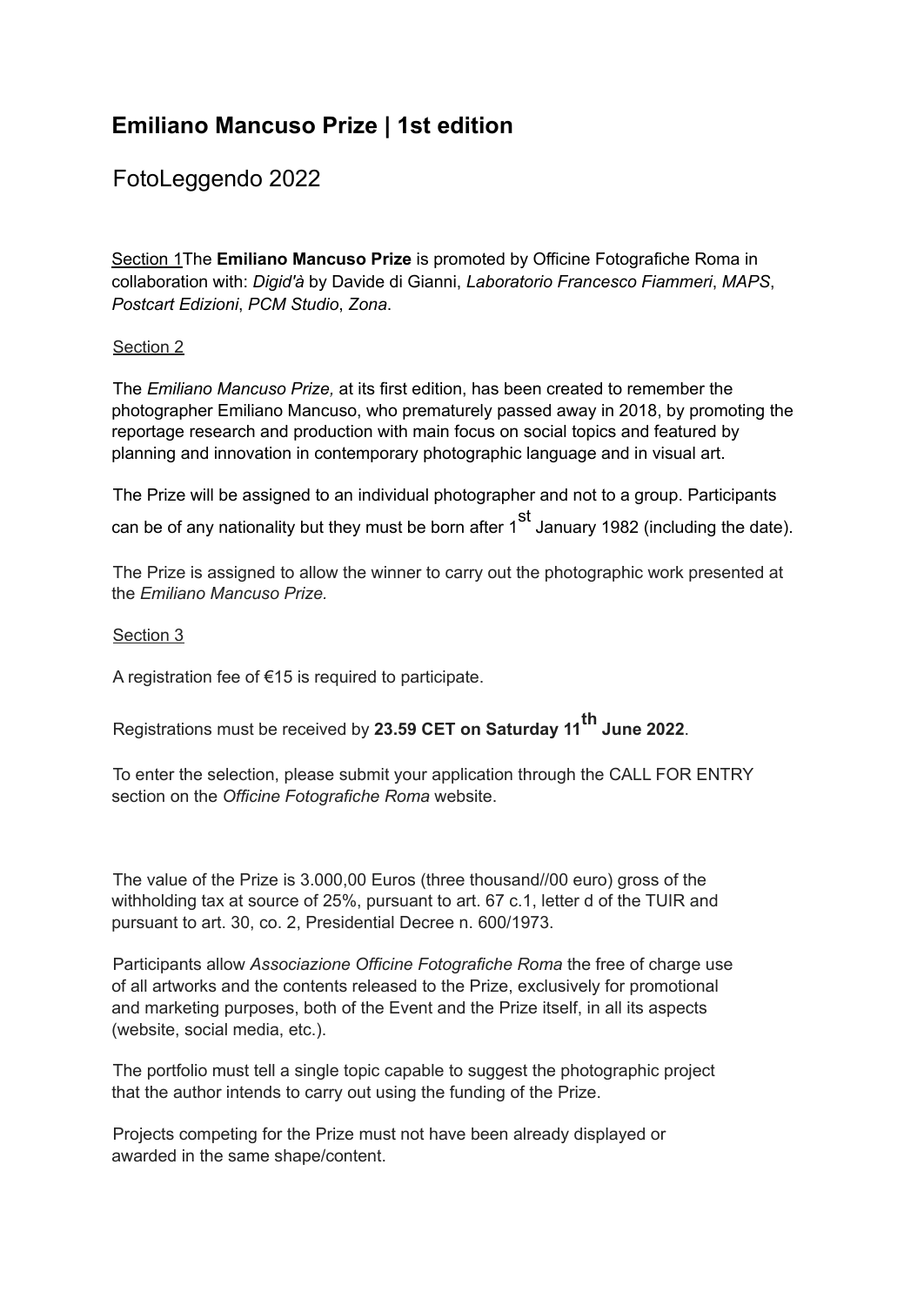# Emiliano Mancuso Prize | 1st edition

## FotoLeggendo 2022

Section 1The **Emiliano Mancuso Prize** is promoted by Officine Fotografiche Roma in collaboration with: *Digid'à* by Davide di Gianni, *Laboratorio Francesco Fiammeri*, *MAPS*, *Postcart Edizioni*, *PCM Studio*, *Zona*.

Section 2

The *Emiliano Mancuso Prize,* at its first edition, has been created to remember the photographer Emiliano Mancuso, who prematurely passed away in 2018, by promoting the reportage research and production with main focus on social topics and featured by planning and innovation in contemporary photographic language and in visual art.

The Prize will be assigned to an individual photographer and not to a group. Participants can be of any nationality but they must be born after 1st January 1982 (including the date).

The Prize is assigned to allow the winner to carry out the photographic work presented at the *Emiliano Mancuso Prize.*

Section 3

A registration fee of €15 is required to participate.

Registrations must be received by **23.59 CET on Saturday 11th June 2022**.

To enter the selection, please submit your application through the CALL FOR ENTRY section on the *Officine Fotografiche Roma* website.

The value of the Prize is 3.000,00 Euros (three thousand//00 euro) gross of the withholding tax at source of 25%, pursuant to art. 67 c.1, letter d of the TUIR and pursuant to art. 30, co. 2, Presidential Decree n. 600/1973.

Participants allow *Associazione Officine Fotografiche Roma* the free of charge use of all artworks and the contents released to the Prize, exclusively for promotional and marketing purposes, both of the Event and the Prize itself, in all its aspects (website, social media, etc.).

The portfolio must tell a single topic capable to suggest the photographic project that the author intends to carry out using the funding of the Prize.

Projects competing for the Prize must not have been already displayed or awarded in the same shape/content.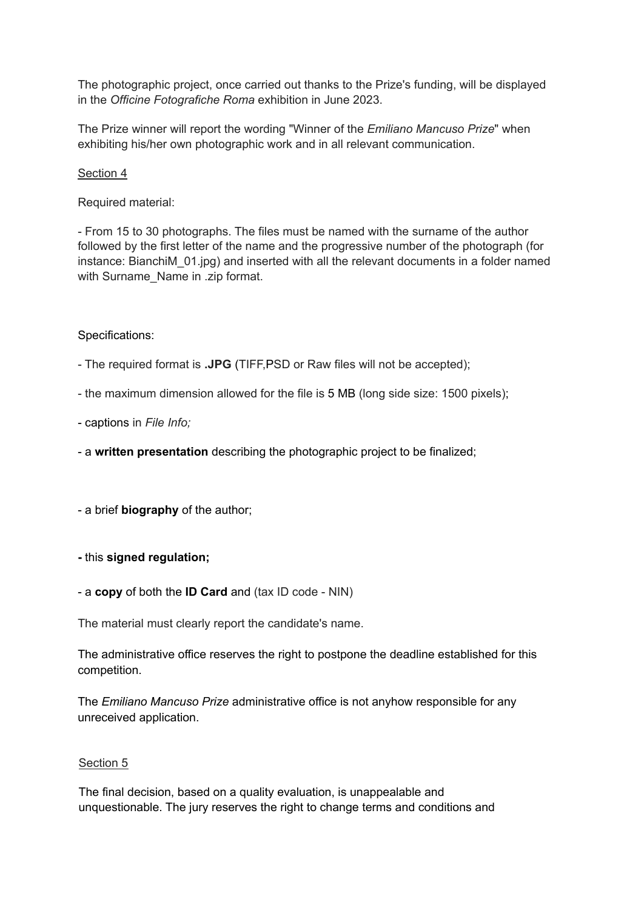The photographic project, once carried out thanks to the Prize's funding, will be displayed in the *Officine Fotografiche Roma* exhibition in June 2023.

The Prize winner will report the wording "Winner of the *Emiliano Mancuso Prize*" when exhibiting his/her own photographic work and in all relevant communication.

Section 4

Required material:

- From 15 to 30 photographs. The files must be named with the surname of the author followed by the first letter of the name and the progressive number of the photograph (for instance: BianchiM_01.jpg) and inserted with all the relevant documents in a folder named with Surname_Name in .zip format.

Specifications:

- The required format is **.JPG** (TIFF,PSD or Raw files will not be accepted);
- the maximum dimension allowed for the file is 5 MB (long side size: 1500 pixels);
- captions in *File Info;*
- a **written presentation** describing the photographic project to be finalized;
- a brief **biography** of the author;
- this **signed regulation;**
- a **copy** of both the **ID Card** and (tax ID code - NIN)

The material must clearly report the candidate's name.

The administrative office reserves the right to postpone the deadline established for this competition.

The *Emiliano Mancuso Prize* administrative office is not anyhow responsible for any unreceived application.

Section 5

The final decision, based on a quality evaluation, is unappealable and unquestionable. The jury reserves the right to change terms and conditions and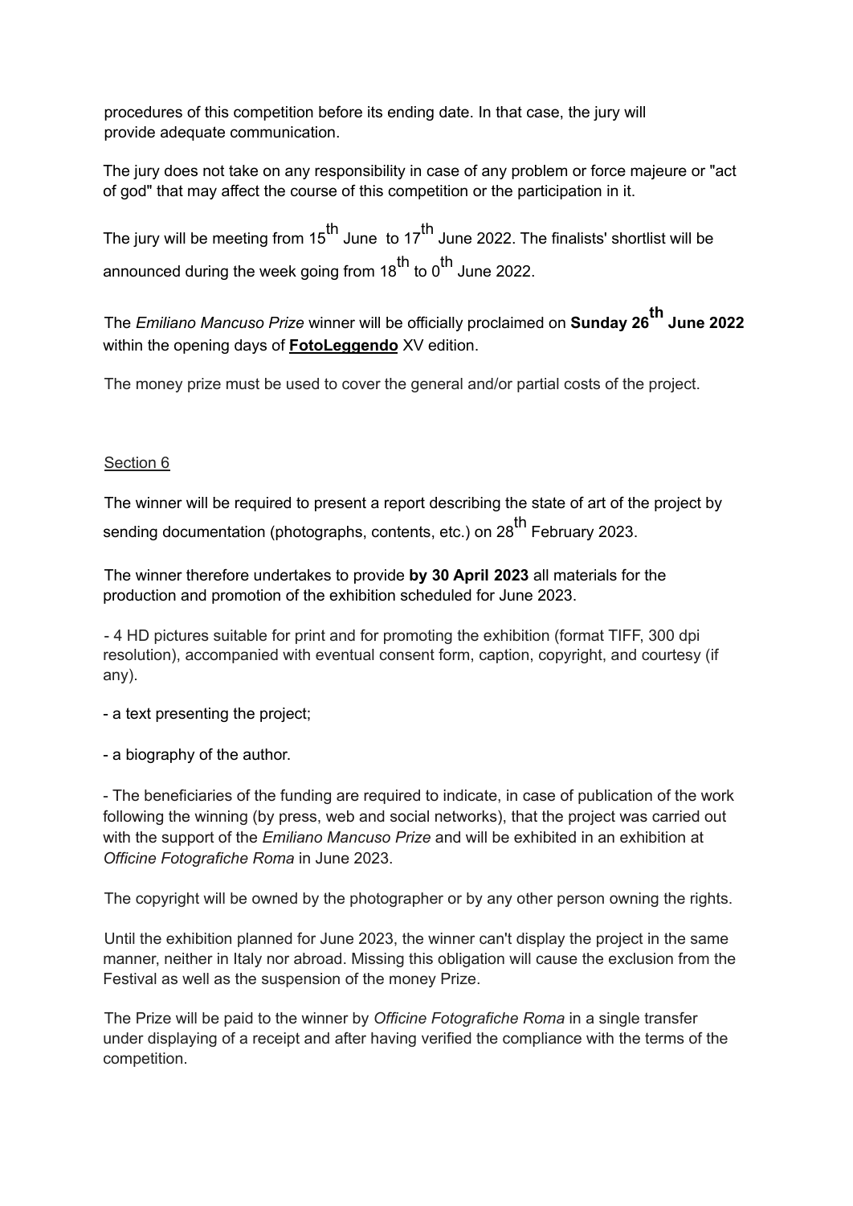procedures of this competition before its ending date. In that case, the jury will provide adequate communication.

The jury does not take on any responsibility in case of any problem or force majeure or "act of god" that may affect the course of this competition or the participation in it.

The jury will be meeting from 15th June to 17th June 2022. The finalists' shortlist will be announced during the week going from 18th to 0th June 2022.

The *Emiliano Mancuso Prize* winner will be officially proclaimed on **Sunday 26th June 2022** within the opening days of **FotoLeggendo** XV edition.

The money prize must be used to cover the general and/or partial costs of the project.

Section 6

The winner will be required to present a report describing the state of art of the project by sending documentation (photographs, contents, etc.) on 28th February 2023.

The winner therefore undertakes to provide **by 30 April 2023** all materials for the production and promotion of the exhibition scheduled for June 2023.

- 4 HD pictures suitable for print and for promoting the exhibition (format TIFF, 300 dpi resolution), accompanied with eventual consent form, caption, copyright, and courtesy (if any).

- a text presenting the project;

- a biography of the author.

- The beneficiaries of the funding are required to indicate, in case of publication of the work following the winning (by press, web and social networks), that the project was carried out with the support of the *Emiliano Mancuso Prize* and will be exhibited in an exhibition at *Officine Fotografiche Roma* in June 2023.

The copyright will be owned by the photographer or by any other person owning the rights.

Until the exhibition planned for June 2023, the winner can't display the project in the same manner, neither in Italy nor abroad. Missing this obligation will cause the exclusion from the Festival as well as the suspension of the money Prize.

The Prize will be paid to the winner by *Officine Fotografiche Roma* in a single transfer under displaying of a receipt and after having verified the compliance with the terms of the competition.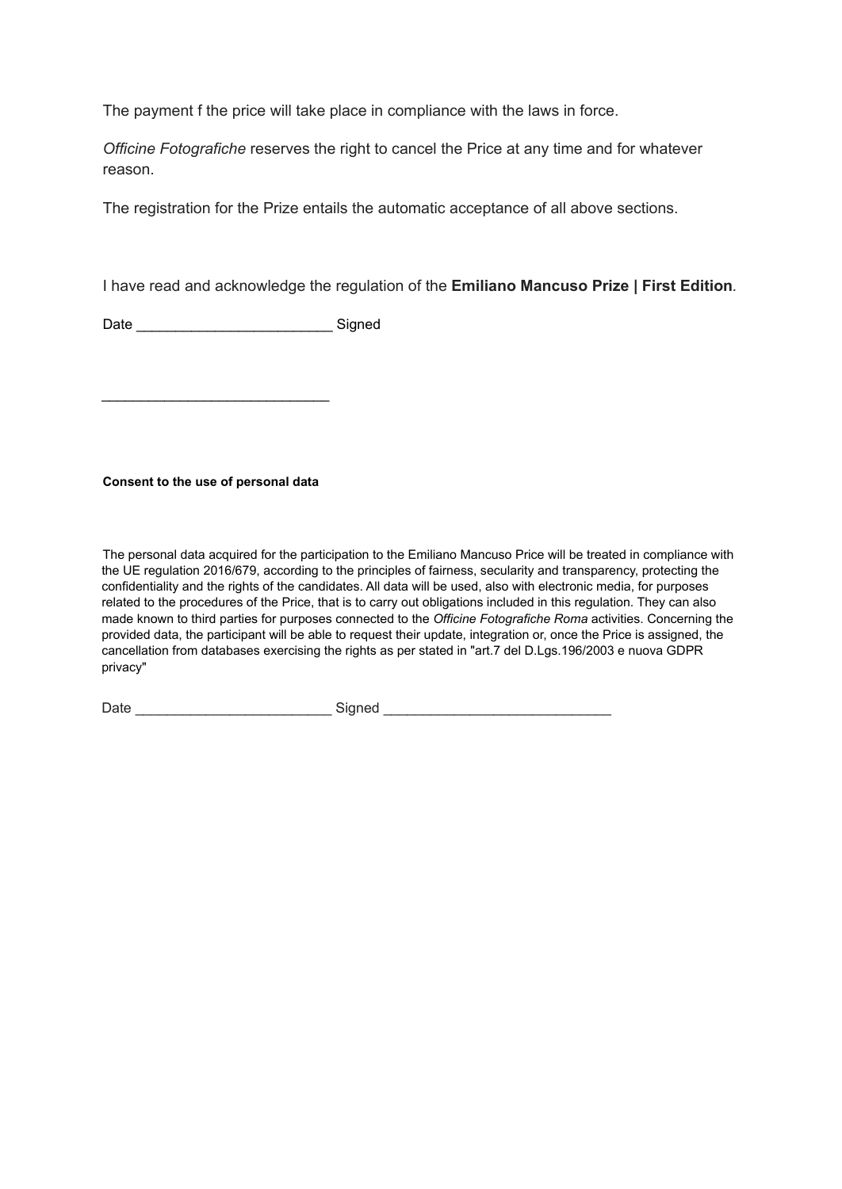The payment f the price will take place in compliance with the laws in force.

*Officine Fotografiche* reserves the right to cancel the Price at any time and for whatever reason.

The registration for the Prize entails the automatic acceptance of all above sections.

I have read and acknowledge the regulation of the **Emiliano Mancuso Prize | First Edition**.

Date ________________________ Signed

____________________________

**Consent to the use of personal data**

The personal data acquired for the participation to the Emiliano Mancuso Price will be treated in compliance with the UE regulation 2016/679, according to the principles of fairness, secularity and transparency, protecting the confidentiality and the rights of the candidates. All data will be used, also with electronic media, for purposes related to the procedures of the Price, that is to carry out obligations included in this regulation. They can also made known to third parties for purposes connected to the *Officine Fotografiche Roma* activities. Concerning the provided data, the participant will be able to request their update, integration or, once the Price is assigned, the cancellation from databases exercising the rights as per stated in "art.7 del D.Lgs.196/2003 e nuova GDPR privacy"

Date _________________________ Signed _____________________________